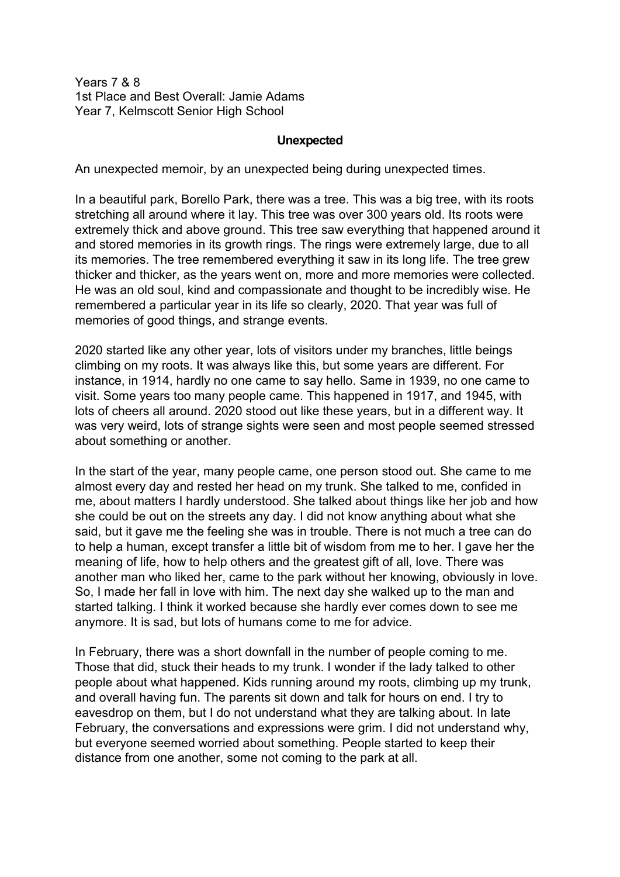Years 7 & 8
1st Place and Best Overall: Jamie Adams
Year 7, Kelmscott Senior High School

## Unexpected

An unexpected memoir, by an unexpected being during unexpected times.

In a beautiful park, Borello Park, there was a tree. This was a big tree, with its roots stretching all around where it lay. This tree was over 300 years old. Its roots were extremely thick and above ground. This tree saw everything that happened around it and stored memories in its growth rings. The rings were extremely large, due to all its memories. The tree remembered everything it saw in its long life. The tree grew thicker and thicker, as the years went on, more and more memories were collected. He was an old soul, kind and compassionate and thought to be incredibly wise. He remembered a particular year in its life so clearly, 2020. That year was full of memories of good things, and strange events.

2020 started like any other year, lots of visitors under my branches, little beings climbing on my roots. It was always like this, but some years are different. For instance, in 1914, hardly no one came to say hello. Same in 1939, no one came to visit. Some years too many people came. This happened in 1917, and 1945, with lots of cheers all around. 2020 stood out like these years, but in a different way. It was very weird, lots of strange sights were seen and most people seemed stressed about something or another.

In the start of the year, many people came, one person stood out. She came to me almost every day and rested her head on my trunk. She talked to me, confided in me, about matters I hardly understood. She talked about things like her job and how she could be out on the streets any day. I did not know anything about what she said, but it gave me the feeling she was in trouble. There is not much a tree can do to help a human, except transfer a little bit of wisdom from me to her. I gave her the meaning of life, how to help others and the greatest gift of all, love. There was another man who liked her, came to the park without her knowing, obviously in love. So, I made her fall in love with him. The next day she walked up to the man and started talking. I think it worked because she hardly ever comes down to see me anymore. It is sad, but lots of humans come to me for advice.

In February, there was a short downfall in the number of people coming to me. Those that did, stuck their heads to my trunk. I wonder if the lady talked to other people about what happened. Kids running around my roots, climbing up my trunk, and overall having fun. The parents sit down and talk for hours on end. I try to eavesdrop on them, but I do not understand what they are talking about. In late February, the conversations and expressions were grim. I did not understand why, but everyone seemed worried about something. People started to keep their distance from one another, some not coming to the park at all.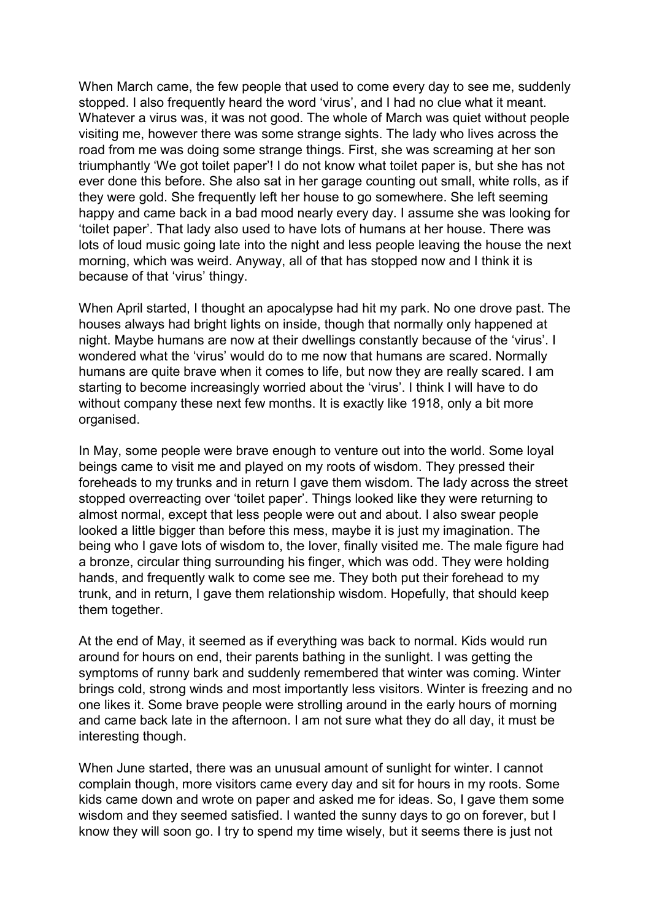When March came, the few people that used to come every day to see me, suddenly stopped. I also frequently heard the word 'virus', and I had no clue what it meant. Whatever a virus was, it was not good. The whole of March was quiet without people visiting me, however there was some strange sights. The lady who lives across the road from me was doing some strange things. First, she was screaming at her son triumphantly 'We got toilet paper'! I do not know what toilet paper is, but she has not ever done this before. She also sat in her garage counting out small, white rolls, as if they were gold. She frequently left her house to go somewhere. She left seeming happy and came back in a bad mood nearly every day. I assume she was looking for 'toilet paper'. That lady also used to have lots of humans at her house. There was lots of loud music going late into the night and less people leaving the house the next morning, which was weird. Anyway, all of that has stopped now and I think it is because of that 'virus' thingy.

When April started, I thought an apocalypse had hit my park. No one drove past. The houses always had bright lights on inside, though that normally only happened at night. Maybe humans are now at their dwellings constantly because of the 'virus'. I wondered what the 'virus' would do to me now that humans are scared. Normally humans are quite brave when it comes to life, but now they are really scared. I am starting to become increasingly worried about the 'virus'. I think I will have to do without company these next few months. It is exactly like 1918, only a bit more organised.

In May, some people were brave enough to venture out into the world. Some loyal beings came to visit me and played on my roots of wisdom. They pressed their foreheads to my trunks and in return I gave them wisdom. The lady across the street stopped overreacting over 'toilet paper'. Things looked like they were returning to almost normal, except that less people were out and about. I also swear people looked a little bigger than before this mess, maybe it is just my imagination. The being who I gave lots of wisdom to, the lover, finally visited me. The male figure had a bronze, circular thing surrounding his finger, which was odd. They were holding hands, and frequently walk to come see me. They both put their forehead to my trunk, and in return, I gave them relationship wisdom. Hopefully, that should keep them together.

At the end of May, it seemed as if everything was back to normal. Kids would run around for hours on end, their parents bathing in the sunlight. I was getting the symptoms of runny bark and suddenly remembered that winter was coming. Winter brings cold, strong winds and most importantly less visitors. Winter is freezing and no one likes it. Some brave people were strolling around in the early hours of morning and came back late in the afternoon. I am not sure what they do all day, it must be interesting though.

When June started, there was an unusual amount of sunlight for winter. I cannot complain though, more visitors came every day and sit for hours in my roots. Some kids came down and wrote on paper and asked me for ideas. So, I gave them some wisdom and they seemed satisfied. I wanted the sunny days to go on forever, but I know they will soon go. I try to spend my time wisely, but it seems there is just not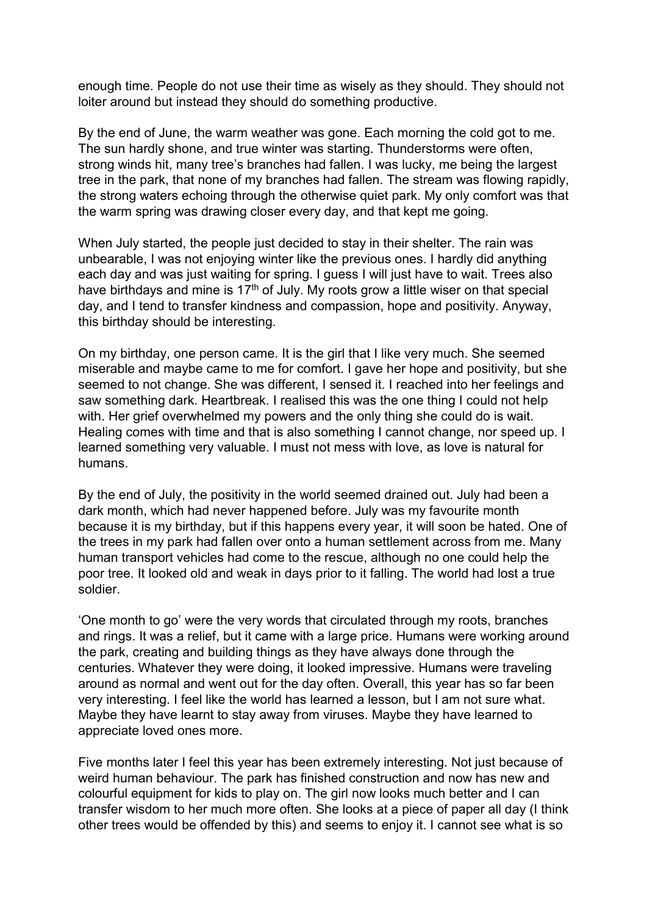enough time. People do not use their time as wisely as they should. They should not loiter around but instead they should do something productive.

By the end of June, the warm weather was gone. Each morning the cold got to me. The sun hardly shone, and true winter was starting. Thunderstorms were often, strong winds hit, many tree's branches had fallen. I was lucky, me being the largest tree in the park, that none of my branches had fallen. The stream was flowing rapidly, the strong waters echoing through the otherwise quiet park. My only comfort was that the warm spring was drawing closer every day, and that kept me going.

When July started, the people just decided to stay in their shelter. The rain was unbearable, I was not enjoying winter like the previous ones. I hardly did anything each day and was just waiting for spring. I guess I will just have to wait. Trees also have birthdays and mine is 17th of July. My roots grow a little wiser on that special day, and I tend to transfer kindness and compassion, hope and positivity. Anyway, this birthday should be interesting.

On my birthday, one person came. It is the girl that I like very much. She seemed miserable and maybe came to me for comfort. I gave her hope and positivity, but she seemed to not change. She was different, I sensed it. I reached into her feelings and saw something dark. Heartbreak. I realised this was the one thing I could not help with. Her grief overwhelmed my powers and the only thing she could do is wait. Healing comes with time and that is also something I cannot change, nor speed up. I learned something very valuable. I must not mess with love, as love is natural for humans.

By the end of July, the positivity in the world seemed drained out. July had been a dark month, which had never happened before. July was my favourite month because it is my birthday, but if this happens every year, it will soon be hated. One of the trees in my park had fallen over onto a human settlement across from me. Many human transport vehicles had come to the rescue, although no one could help the poor tree. It looked old and weak in days prior to it falling. The world had lost a true soldier.

'One month to go' were the very words that circulated through my roots, branches and rings. It was a relief, but it came with a large price. Humans were working around the park, creating and building things as they have always done through the centuries. Whatever they were doing, it looked impressive. Humans were traveling around as normal and went out for the day often. Overall, this year has so far been very interesting. I feel like the world has learned a lesson, but I am not sure what. Maybe they have learnt to stay away from viruses. Maybe they have learned to appreciate loved ones more.

Five months later I feel this year has been extremely interesting. Not just because of weird human behaviour. The park has finished construction and now has new and colourful equipment for kids to play on. The girl now looks much better and I can transfer wisdom to her much more often. She looks at a piece of paper all day (I think other trees would be offended by this) and seems to enjoy it. I cannot see what is so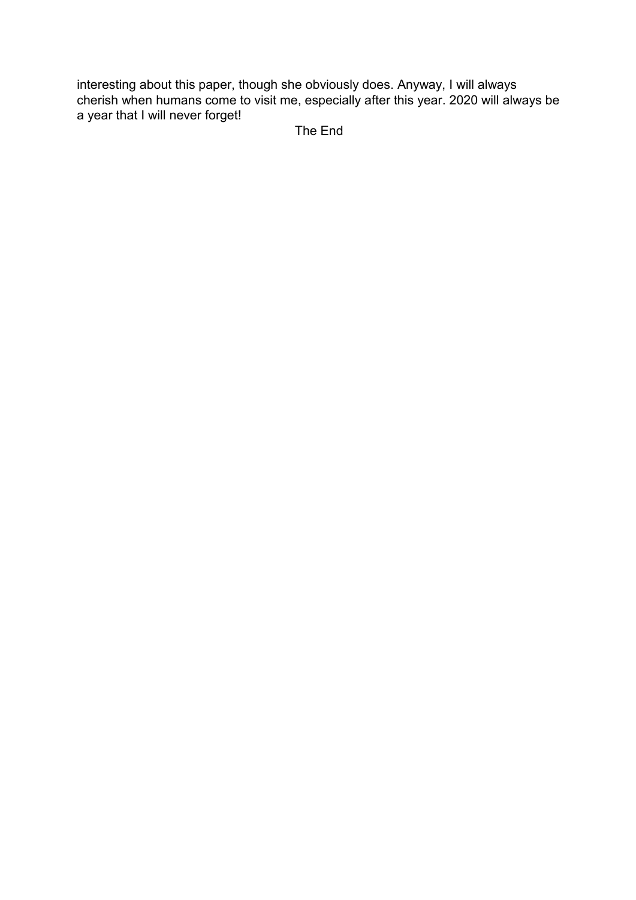interesting about this paper, though she obviously does. Anyway, I will always cherish when humans come to visit me, especially after this year. 2020 will always be a year that I will never forget!

The End